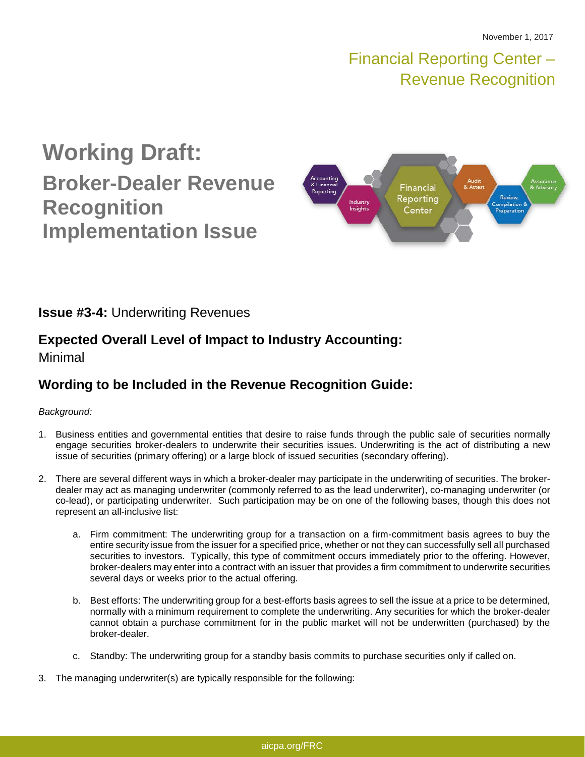November 1, 2017

Financial Reporting Center – Revenue Recognition

# Working Draft: Broker-Dealer Revenue Recognition Implementation Issue

## **Issue #3-4:** Underwriting Revenues

## Expected Overall Level of Impact to Industry Accounting:

Minimal

## Wording to be Included in the Revenue Recognition Guide:

*Background:*

1. Business entities and governmental entities that desire to raise funds through the public sale of securities normally engage securities broker-dealers to underwrite their securities issues. Underwriting is the act of distributing a new issue of securities (primary offering) or a large block of issued securities (secondary offering).

2. There are several different ways in which a broker-dealer may participate in the underwriting of securities. The broker-dealer may act as managing underwriter (commonly referred to as the lead underwriter), co-managing underwriter (or co-lead), or participating underwriter. Such participation may be on one of the following bases, though this does not represent an all-inclusive list:

   a. Firm commitment: The underwriting group for a transaction on a firm-commitment basis agrees to buy the entire security issue from the issuer for a specified price, whether or not they can successfully sell all purchased securities to investors. Typically, this type of commitment occurs immediately prior to the offering. However, broker-dealers may enter into a contract with an issuer that provides a firm commitment to underwrite securities several days or weeks prior to the actual offering.

   b. Best efforts: The underwriting group for a best-efforts basis agrees to sell the issue at a price to be determined, normally with a minimum requirement to complete the underwriting. Any securities for which the broker-dealer cannot obtain a purchase commitment for in the public market will not be underwritten (purchased) by the broker-dealer.

   c. Standby: The underwriting group for a standby basis commits to purchase securities only if called on.

3. The managing underwriter(s) are typically responsible for the following: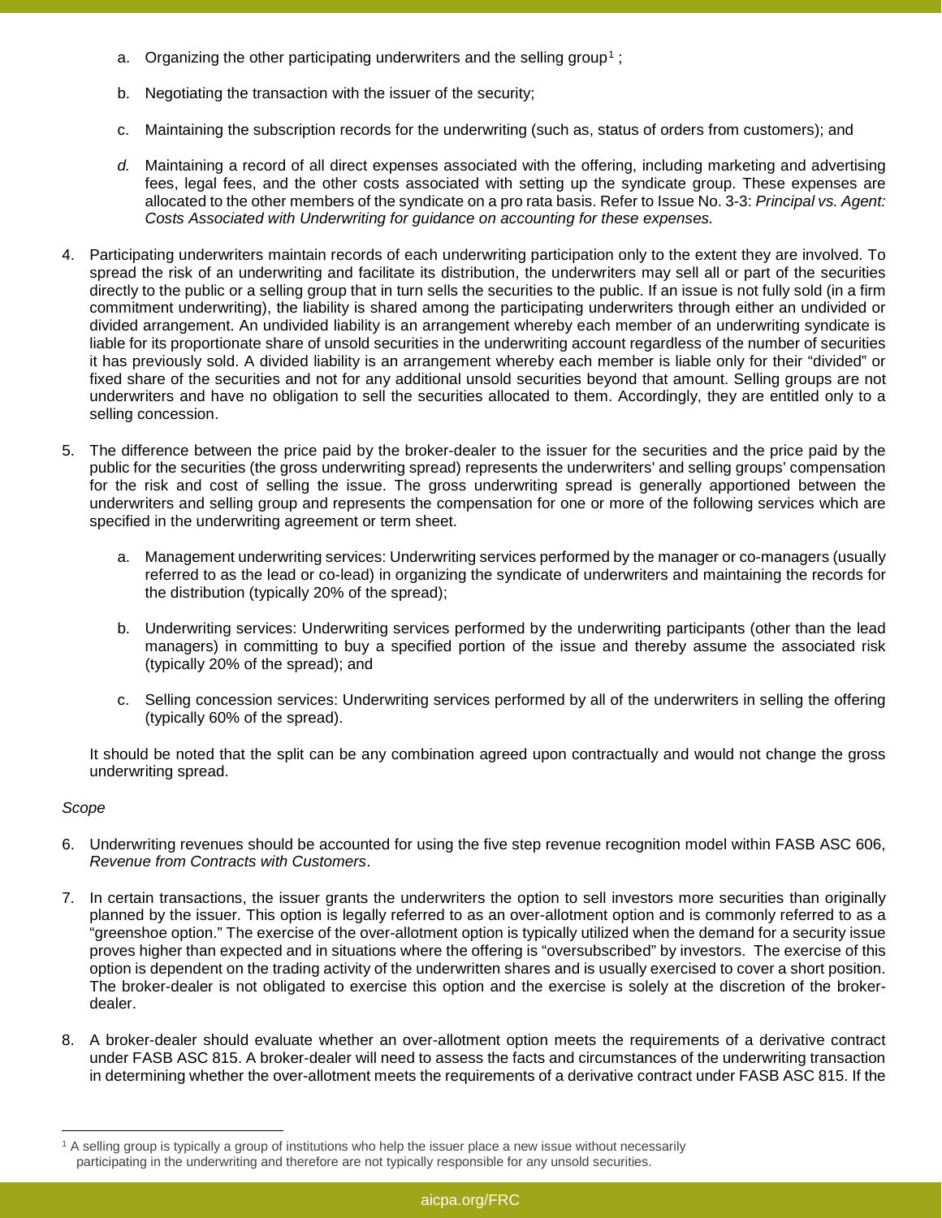a. Organizing the other participating underwriters and the selling group[1];

b. Negotiating the transaction with the issuer of the security;

c. Maintaining the subscription records for the underwriting (such as, status of orders from customers); and

*d.* Maintaining a record of all direct expenses associated with the offering, including marketing and advertising fees, legal fees, and the other costs associated with setting up the syndicate group. These expenses are allocated to the other members of the syndicate on a pro rata basis. Refer to Issue No. 3-3: *Principal vs. Agent: Costs Associated with Underwriting for guidance on accounting for these expenses.*

4. Participating underwriters maintain records of each underwriting participation only to the extent they are involved. To spread the risk of an underwriting and facilitate its distribution, the underwriters may sell all or part of the securities directly to the public or a selling group that in turn sells the securities to the public. If an issue is not fully sold (in a firm commitment underwriting), the liability is shared among the participating underwriters through either an undivided or divided arrangement. An undivided liability is an arrangement whereby each member of an underwriting syndicate is liable for its proportionate share of unsold securities in the underwriting account regardless of the number of securities it has previously sold. A divided liability is an arrangement whereby each member is liable only for their "divided" or fixed share of the securities and not for any additional unsold securities beyond that amount. Selling groups are not underwriters and have no obligation to sell the securities allocated to them. Accordingly, they are entitled only to a selling concession.

5. The difference between the price paid by the broker-dealer to the issuer for the securities and the price paid by the public for the securities (the gross underwriting spread) represents the underwriters' and selling groups' compensation for the risk and cost of selling the issue. The gross underwriting spread is generally apportioned between the underwriters and selling group and represents the compensation for one or more of the following services which are specified in the underwriting agreement or term sheet.

   a. Management underwriting services: Underwriting services performed by the manager or co-managers (usually referred to as the lead or co-lead) in organizing the syndicate of underwriters and maintaining the records for the distribution (typically 20% of the spread);

   b. Underwriting services: Underwriting services performed by the underwriting participants (other than the lead managers) in committing to buy a specified portion of the issue and thereby assume the associated risk (typically 20% of the spread); and

   c. Selling concession services: Underwriting services performed by all of the underwriters in selling the offering (typically 60% of the spread).

   It should be noted that the split can be any combination agreed upon contractually and would not change the gross underwriting spread.

*Scope*

6. Underwriting revenues should be accounted for using the five step revenue recognition model within FASB ASC 606, *Revenue from Contracts with Customers*.

7. In certain transactions, the issuer grants the underwriters the option to sell investors more securities than originally planned by the issuer. This option is legally referred to as an over-allotment option and is commonly referred to as a "greenshoe option." The exercise of the over-allotment option is typically utilized when the demand for a security issue proves higher than expected and in situations where the offering is "oversubscribed" by investors. The exercise of this option is dependent on the trading activity of the underwritten shares and is usually exercised to cover a short position. The broker-dealer is not obligated to exercise this option and the exercise is solely at the discretion of the broker-dealer.

8. A broker-dealer should evaluate whether an over-allotment option meets the requirements of a derivative contract under FASB ASC 815. A broker-dealer will need to assess the facts and circumstances of the underwriting transaction in determining whether the over-allotment meets the requirements of a derivative contract under FASB ASC 815. If the

[1] A selling group is typically a group of institutions who help the issuer place a new issue without necessarily participating in the underwriting and therefore are not typically responsible for any unsold securities.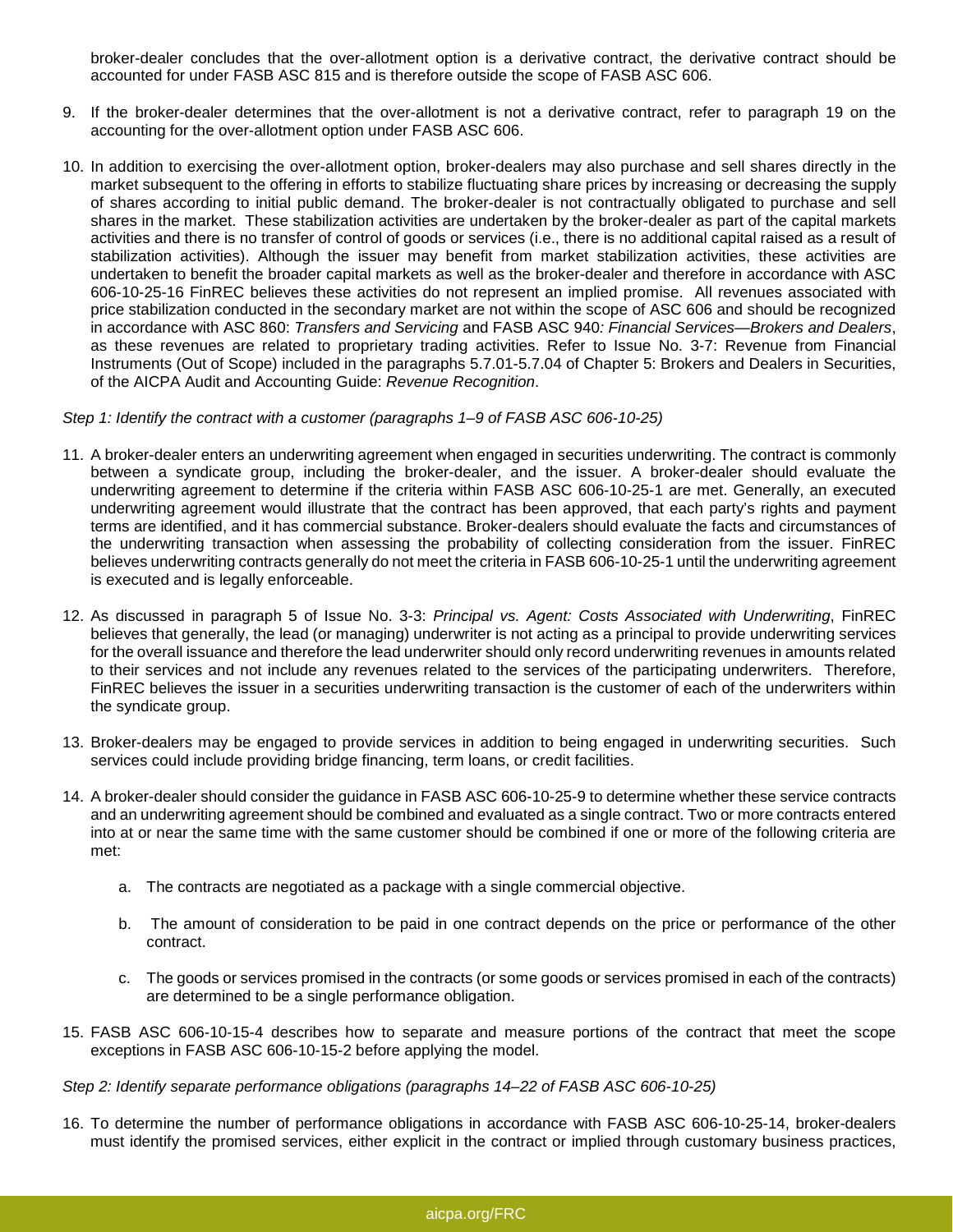broker-dealer concludes that the over-allotment option is a derivative contract, the derivative contract should be accounted for under FASB ASC 815 and is therefore outside the scope of FASB ASC 606.

9. If the broker-dealer determines that the over-allotment is not a derivative contract, refer to paragraph 19 on the accounting for the over-allotment option under FASB ASC 606.

10. In addition to exercising the over-allotment option, broker-dealers may also purchase and sell shares directly in the market subsequent to the offering in efforts to stabilize fluctuating share prices by increasing or decreasing the supply of shares according to initial public demand. The broker-dealer is not contractually obligated to purchase and sell shares in the market. These stabilization activities are undertaken by the broker-dealer as part of the capital markets activities and there is no transfer of control of goods or services (i.e., there is no additional capital raised as a result of stabilization activities). Although the issuer may benefit from market stabilization activities, these activities are undertaken to benefit the broader capital markets as well as the broker-dealer and therefore in accordance with ASC 606-10-25-16 FinREC believes these activities do not represent an implied promise. All revenues associated with price stabilization conducted in the secondary market are not within the scope of ASC 606 and should be recognized in accordance with ASC 860: *Transfers and Servicing* and FASB ASC 940*: Financial Services—Brokers and Dealers*, as these revenues are related to proprietary trading activities. Refer to Issue No. 3-7: Revenue from Financial Instruments (Out of Scope) included in the paragraphs 5.7.01-5.7.04 of Chapter 5: Brokers and Dealers in Securities, of the AICPA Audit and Accounting Guide: *Revenue Recognition*.

*Step 1: Identify the contract with a customer (paragraphs 1–9 of FASB ASC 606-10-25)*

11. A broker-dealer enters an underwriting agreement when engaged in securities underwriting. The contract is commonly between a syndicate group, including the broker-dealer, and the issuer. A broker-dealer should evaluate the underwriting agreement to determine if the criteria within FASB ASC 606-10-25-1 are met. Generally, an executed underwriting agreement would illustrate that the contract has been approved, that each party's rights and payment terms are identified, and it has commercial substance. Broker-dealers should evaluate the facts and circumstances of the underwriting transaction when assessing the probability of collecting consideration from the issuer. FinREC believes underwriting contracts generally do not meet the criteria in FASB 606-10-25-1 until the underwriting agreement is executed and is legally enforceable.

12. As discussed in paragraph 5 of Issue No. 3-3: *Principal vs. Agent: Costs Associated with Underwriting*, FinREC believes that generally, the lead (or managing) underwriter is not acting as a principal to provide underwriting services for the overall issuance and therefore the lead underwriter should only record underwriting revenues in amounts related to their services and not include any revenues related to the services of the participating underwriters. Therefore, FinREC believes the issuer in a securities underwriting transaction is the customer of each of the underwriters within the syndicate group.

13. Broker-dealers may be engaged to provide services in addition to being engaged in underwriting securities. Such services could include providing bridge financing, term loans, or credit facilities.

14. A broker-dealer should consider the guidance in FASB ASC 606-10-25-9 to determine whether these service contracts and an underwriting agreement should be combined and evaluated as a single contract. Two or more contracts entered into at or near the same time with the same customer should be combined if one or more of the following criteria are met:

    a. The contracts are negotiated as a package with a single commercial objective.

    b. The amount of consideration to be paid in one contract depends on the price or performance of the other contract.

    c. The goods or services promised in the contracts (or some goods or services promised in each of the contracts) are determined to be a single performance obligation.

15. FASB ASC 606-10-15-4 describes how to separate and measure portions of the contract that meet the scope exceptions in FASB ASC 606-10-15-2 before applying the model.

*Step 2: Identify separate performance obligations (paragraphs 14–22 of FASB ASC 606-10-25)*

16. To determine the number of performance obligations in accordance with FASB ASC 606-10-25-14, broker-dealers must identify the promised services, either explicit in the contract or implied through customary business practices,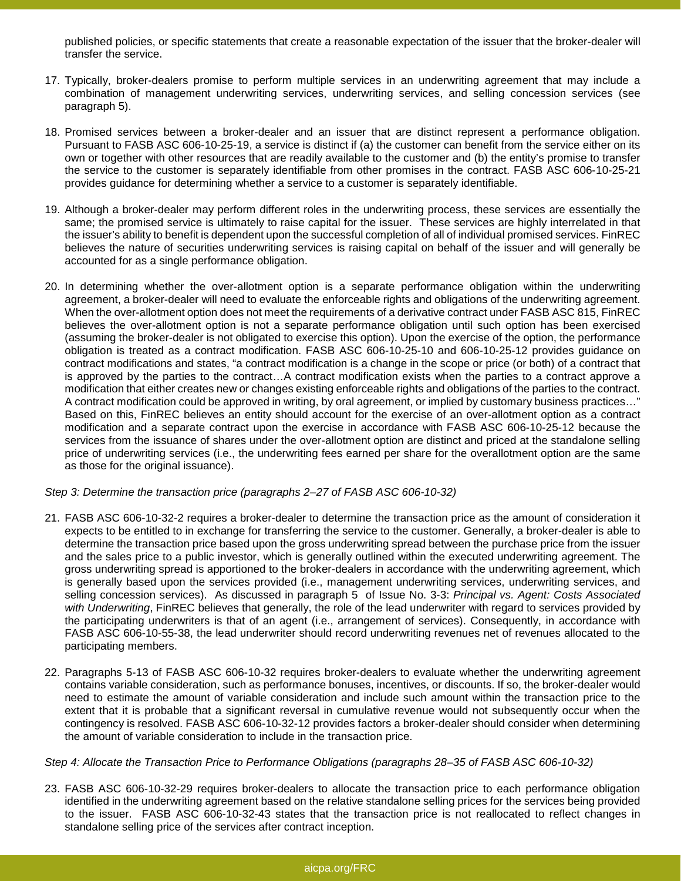published policies, or specific statements that create a reasonable expectation of the issuer that the broker-dealer will transfer the service.

17. Typically, broker-dealers promise to perform multiple services in an underwriting agreement that may include a combination of management underwriting services, underwriting services, and selling concession services (see paragraph 5).

18. Promised services between a broker-dealer and an issuer that are distinct represent a performance obligation. Pursuant to FASB ASC 606-10-25-19, a service is distinct if (a) the customer can benefit from the service either on its own or together with other resources that are readily available to the customer and (b) the entity's promise to transfer the service to the customer is separately identifiable from other promises in the contract. FASB ASC 606-10-25-21 provides guidance for determining whether a service to a customer is separately identifiable.

19. Although a broker-dealer may perform different roles in the underwriting process, these services are essentially the same; the promised service is ultimately to raise capital for the issuer. These services are highly interrelated in that the issuer's ability to benefit is dependent upon the successful completion of all of individual promised services. FinREC believes the nature of securities underwriting services is raising capital on behalf of the issuer and will generally be accounted for as a single performance obligation.

20. In determining whether the over-allotment option is a separate performance obligation within the underwriting agreement, a broker-dealer will need to evaluate the enforceable rights and obligations of the underwriting agreement. When the over-allotment option does not meet the requirements of a derivative contract under FASB ASC 815, FinREC believes the over-allotment option is not a separate performance obligation until such option has been exercised (assuming the broker-dealer is not obligated to exercise this option). Upon the exercise of the option, the performance obligation is treated as a contract modification. FASB ASC 606-10-25-10 and 606-10-25-12 provides guidance on contract modifications and states, "a contract modification is a change in the scope or price (or both) of a contract that is approved by the parties to the contract…A contract modification exists when the parties to a contract approve a modification that either creates new or changes existing enforceable rights and obligations of the parties to the contract. A contract modification could be approved in writing, by oral agreement, or implied by customary business practices…" Based on this, FinREC believes an entity should account for the exercise of an over-allotment option as a contract modification and a separate contract upon the exercise in accordance with FASB ASC 606-10-25-12 because the services from the issuance of shares under the over-allotment option are distinct and priced at the standalone selling price of underwriting services (i.e., the underwriting fees earned per share for the overallotment option are the same as those for the original issuance).

*Step 3: Determine the transaction price (paragraphs 2–27 of FASB ASC 606-10-32)*

21. FASB ASC 606-10-32-2 requires a broker-dealer to determine the transaction price as the amount of consideration it expects to be entitled to in exchange for transferring the service to the customer. Generally, a broker-dealer is able to determine the transaction price based upon the gross underwriting spread between the purchase price from the issuer and the sales price to a public investor, which is generally outlined within the executed underwriting agreement. The gross underwriting spread is apportioned to the broker-dealers in accordance with the underwriting agreement, which is generally based upon the services provided (i.e., management underwriting services, underwriting services, and selling concession services). As discussed in paragraph 5 of Issue No. 3-3: *Principal vs. Agent: Costs Associated with Underwriting*, FinREC believes that generally, the role of the lead underwriter with regard to services provided by the participating underwriters is that of an agent (i.e., arrangement of services). Consequently, in accordance with FASB ASC 606-10-55-38, the lead underwriter should record underwriting revenues net of revenues allocated to the participating members.

22. Paragraphs 5-13 of FASB ASC 606-10-32 requires broker-dealers to evaluate whether the underwriting agreement contains variable consideration, such as performance bonuses, incentives, or discounts. If so, the broker-dealer would need to estimate the amount of variable consideration and include such amount within the transaction price to the extent that it is probable that a significant reversal in cumulative revenue would not subsequently occur when the contingency is resolved. FASB ASC 606-10-32-12 provides factors a broker-dealer should consider when determining the amount of variable consideration to include in the transaction price.

*Step 4: Allocate the Transaction Price to Performance Obligations (paragraphs 28–35 of FASB ASC 606-10-32)*

23. FASB ASC 606-10-32-29 requires broker-dealers to allocate the transaction price to each performance obligation identified in the underwriting agreement based on the relative standalone selling prices for the services being provided to the issuer. FASB ASC 606-10-32-43 states that the transaction price is not reallocated to reflect changes in standalone selling price of the services after contract inception.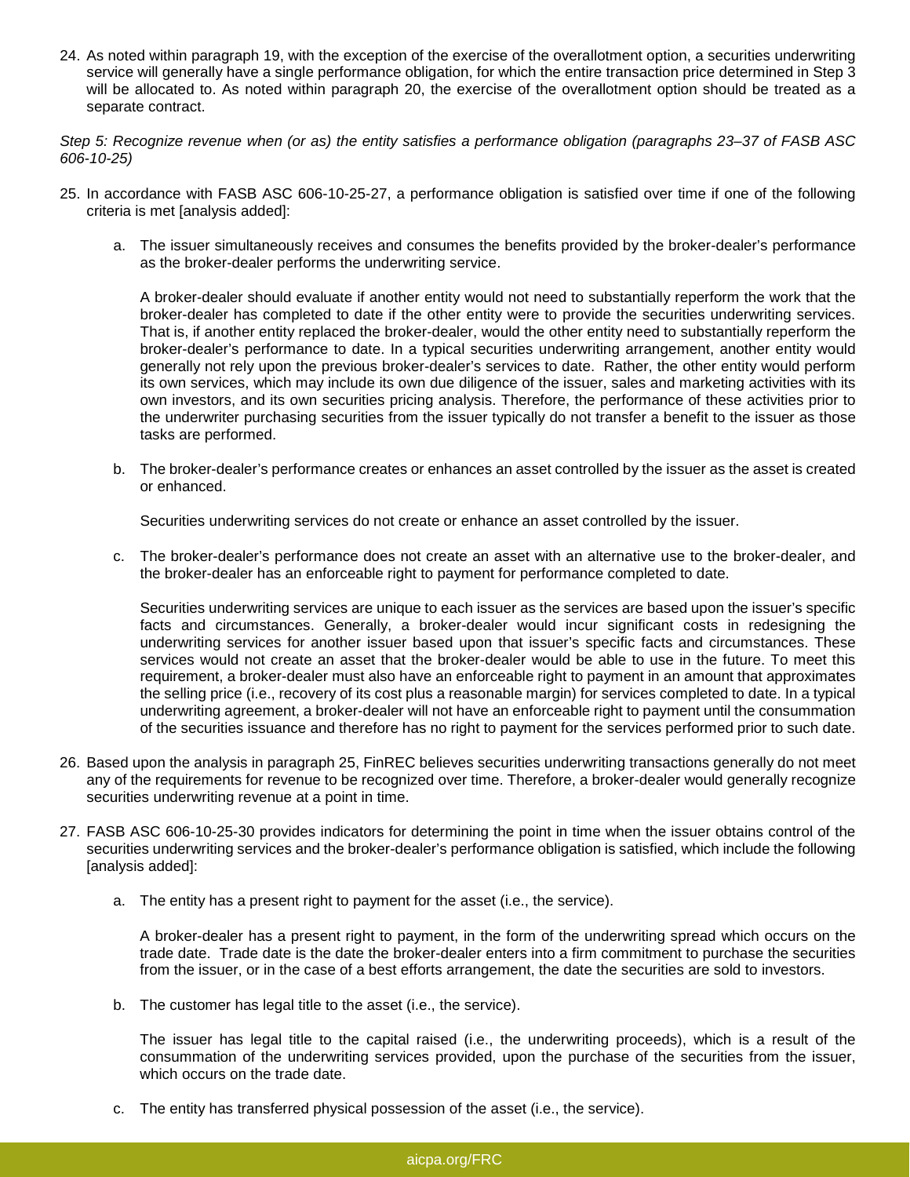24. As noted within paragraph 19, with the exception of the exercise of the overallotment option, a securities underwriting service will generally have a single performance obligation, for which the entire transaction price determined in Step 3 will be allocated to. As noted within paragraph 20, the exercise of the overallotment option should be treated as a separate contract.

*Step 5: Recognize revenue when (or as) the entity satisfies a performance obligation (paragraphs 23–37 of FASB ASC 606-10-25)*

25. In accordance with FASB ASC 606-10-25-27, a performance obligation is satisfied over time if one of the following criteria is met [analysis added]:

    a. The issuer simultaneously receives and consumes the benefits provided by the broker-dealer's performance as the broker-dealer performs the underwriting service.

       A broker-dealer should evaluate if another entity would not need to substantially reperform the work that the broker-dealer has completed to date if the other entity were to provide the securities underwriting services. That is, if another entity replaced the broker-dealer, would the other entity need to substantially reperform the broker-dealer's performance to date. In a typical securities underwriting arrangement, another entity would generally not rely upon the previous broker-dealer's services to date. Rather, the other entity would perform its own services, which may include its own due diligence of the issuer, sales and marketing activities with its own investors, and its own securities pricing analysis. Therefore, the performance of these activities prior to the underwriter purchasing securities from the issuer typically do not transfer a benefit to the issuer as those tasks are performed.

    b. The broker-dealer's performance creates or enhances an asset controlled by the issuer as the asset is created or enhanced.

       Securities underwriting services do not create or enhance an asset controlled by the issuer.

    c. The broker-dealer's performance does not create an asset with an alternative use to the broker-dealer, and the broker-dealer has an enforceable right to payment for performance completed to date.

       Securities underwriting services are unique to each issuer as the services are based upon the issuer's specific facts and circumstances. Generally, a broker-dealer would incur significant costs in redesigning the underwriting services for another issuer based upon that issuer's specific facts and circumstances. These services would not create an asset that the broker-dealer would be able to use in the future. To meet this requirement, a broker-dealer must also have an enforceable right to payment in an amount that approximates the selling price (i.e., recovery of its cost plus a reasonable margin) for services completed to date. In a typical underwriting agreement, a broker-dealer will not have an enforceable right to payment until the consummation of the securities issuance and therefore has no right to payment for the services performed prior to such date.

26. Based upon the analysis in paragraph 25, FinREC believes securities underwriting transactions generally do not meet any of the requirements for revenue to be recognized over time. Therefore, a broker-dealer would generally recognize securities underwriting revenue at a point in time.

27. FASB ASC 606-10-25-30 provides indicators for determining the point in time when the issuer obtains control of the securities underwriting services and the broker-dealer's performance obligation is satisfied, which include the following [analysis added]:

    a. The entity has a present right to payment for the asset (i.e., the service).

       A broker-dealer has a present right to payment, in the form of the underwriting spread which occurs on the trade date. Trade date is the date the broker-dealer enters into a firm commitment to purchase the securities from the issuer, or in the case of a best efforts arrangement, the date the securities are sold to investors.

    b. The customer has legal title to the asset (i.e., the service).

       The issuer has legal title to the capital raised (i.e., the underwriting proceeds), which is a result of the consummation of the underwriting services provided, upon the purchase of the securities from the issuer, which occurs on the trade date.

    c. The entity has transferred physical possession of the asset (i.e., the service).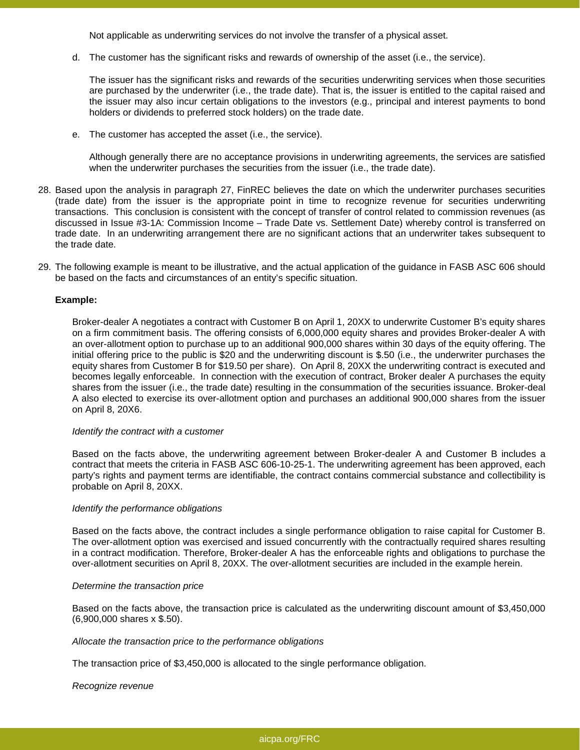Not applicable as underwriting services do not involve the transfer of a physical asset.

d. The customer has the significant risks and rewards of ownership of the asset (i.e., the service).

   The issuer has the significant risks and rewards of the securities underwriting services when those securities are purchased by the underwriter (i.e., the trade date). That is, the issuer is entitled to the capital raised and the issuer may also incur certain obligations to the investors (e.g., principal and interest payments to bond holders or dividends to preferred stock holders) on the trade date.

e. The customer has accepted the asset (i.e., the service).

   Although generally there are no acceptance provisions in underwriting agreements, the services are satisfied when the underwriter purchases the securities from the issuer (i.e., the trade date).

28. Based upon the analysis in paragraph 27, FinREC believes the date on which the underwriter purchases securities (trade date) from the issuer is the appropriate point in time to recognize revenue for securities underwriting transactions. This conclusion is consistent with the concept of transfer of control related to commission revenues (as discussed in Issue #3-1A: Commission Income – Trade Date vs. Settlement Date) whereby control is transferred on trade date. In an underwriting arrangement there are no significant actions that an underwriter takes subsequent to the trade date.

29. The following example is meant to be illustrative, and the actual application of the guidance in FASB ASC 606 should be based on the facts and circumstances of an entity's specific situation.

**Example:**

Broker-dealer A negotiates a contract with Customer B on April 1, 20XX to underwrite Customer B's equity shares on a firm commitment basis. The offering consists of 6,000,000 equity shares and provides Broker-dealer A with an over-allotment option to purchase up to an additional 900,000 shares within 30 days of the equity offering. The initial offering price to the public is $20 and the underwriting discount is $.50 (i.e., the underwriter purchases the equity shares from Customer B for $19.50 per share). On April 8, 20XX the underwriting contract is executed and becomes legally enforceable. In connection with the execution of contract, Broker dealer A purchases the equity shares from the issuer (i.e., the trade date) resulting in the consummation of the securities issuance. Broker-deal A also elected to exercise its over-allotment option and purchases an additional 900,000 shares from the issuer on April 8, 20X6.

*Identify the contract with a customer*

Based on the facts above, the underwriting agreement between Broker-dealer A and Customer B includes a contract that meets the criteria in FASB ASC 606-10-25-1. The underwriting agreement has been approved, each party's rights and payment terms are identifiable, the contract contains commercial substance and collectibility is probable on April 8, 20XX.

*Identify the performance obligations*

Based on the facts above, the contract includes a single performance obligation to raise capital for Customer B. The over-allotment option was exercised and issued concurrently with the contractually required shares resulting in a contract modification. Therefore, Broker-dealer A has the enforceable rights and obligations to purchase the over-allotment securities on April 8, 20XX. The over-allotment securities are included in the example herein.

*Determine the transaction price*

Based on the facts above, the transaction price is calculated as the underwriting discount amount of $3,450,000 (6,900,000 shares x $.50).

*Allocate the transaction price to the performance obligations*

The transaction price of $3,450,000 is allocated to the single performance obligation.

*Recognize revenue*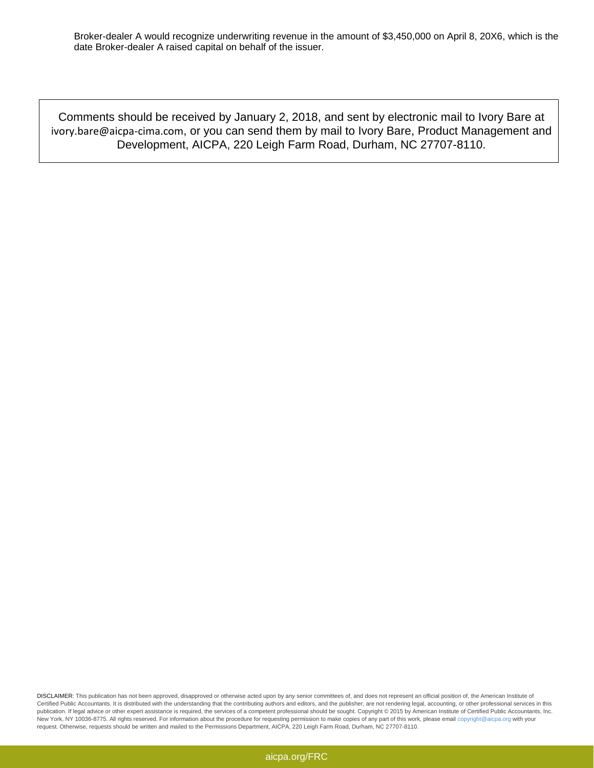Broker-dealer A would recognize underwriting revenue in the amount of $3,450,000 on April 8, 20X6, which is the date Broker-dealer A raised capital on behalf of the issuer.

Comments should be received by January 2, 2018, and sent by electronic mail to Ivory Bare at ivory.bare@aicpa-cima.com, or you can send them by mail to Ivory Bare, Product Management and Development, AICPA, 220 Leigh Farm Road, Durham, NC 27707-8110.

DISCLAIMER: This publication has not been approved, disapproved or otherwise acted upon by any senior committees of, and does not represent an official position of, the American Institute of Certified Public Accountants. It is distributed with the understanding that the contributing authors and editors, and the publisher, are not rendering legal, accounting, or other professional services in this publication. If legal advice or other expert assistance is required, the services of a competent professional should be sought. Copyright © 2015 by American Institute of Certified Public Accountants, Inc. New York, NY 10036-8775. All rights reserved. For information about the procedure for requesting permission to make copies of any part of this work, please email copyright@aicpa.org with your request. Otherwise, requests should be written and mailed to the Permissions Department, AICPA, 220 Leigh Farm Road, Durham, NC 27707-8110.

aicpa.org/FRC